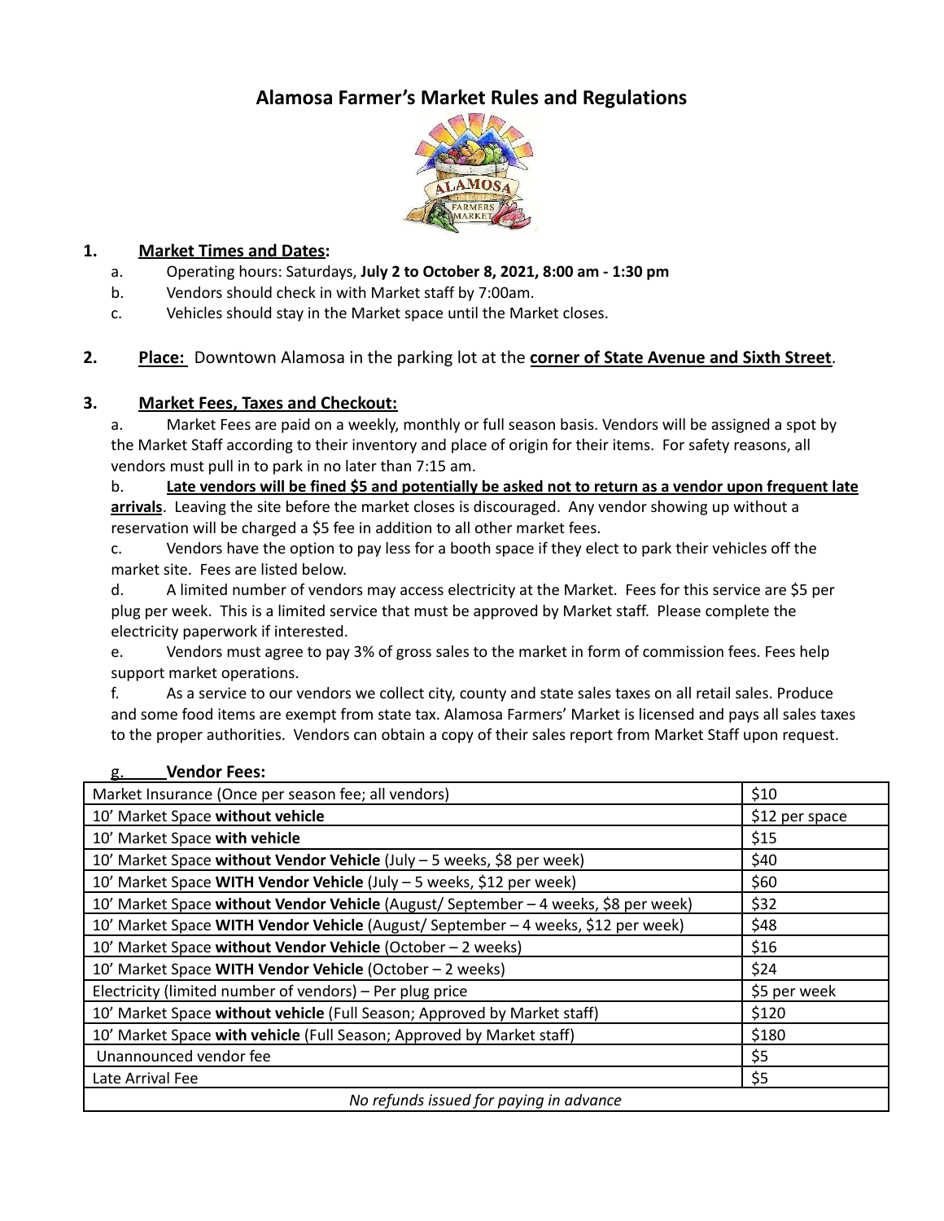# Alamosa Farmer's Market Rules and Regulations

1. **Market Times and Dates:**
   a. Operating hours: Saturdays, **July 2 to October 8, 2021, 8:00 am - 1:30 pm**
   b. Vendors should check in with Market staff by 7:00am.
   c. Vehicles should stay in the Market space until the Market closes.

2. **Place:** Downtown Alamosa in the parking lot at the **corner of State Avenue and Sixth Street**.

3. **Market Fees, Taxes and Checkout:**

   a. Market Fees are paid on a weekly, monthly or full season basis. Vendors will be assigned a spot by the Market Staff according to their inventory and place of origin for their items. For safety reasons, all vendors must pull in to park in no later than 7:15 am.

   b. **Late vendors will be fined $5 and potentially be asked not to return as a vendor upon frequent late arrivals**. Leaving the site before the market closes is discouraged. Any vendor showing up without a reservation will be charged a $5 fee in addition to all other market fees.

   c. Vendors have the option to pay less for a booth space if they elect to park their vehicles off the market site. Fees are listed below.

   d. A limited number of vendors may access electricity at the Market. Fees for this service are $5 per plug per week. This is a limited service that must be approved by Market staff. Please complete the electricity paperwork if interested.

   e. Vendors must agree to pay 3% of gross sales to the market in form of commission fees. Fees help support market operations.

   f. As a service to our vendors we collect city, county and state sales taxes on all retail sales. Produce and some food items are exempt from state tax. Alamosa Farmers' Market is licensed and pays all sales taxes to the proper authorities. Vendors can obtain a copy of their sales report from Market Staff upon request.

   g. **Vendor Fees:**

| Item | Fee |
|---|---|
| Market Insurance (Once per season fee; all vendors) | $10 |
| 10' Market Space **without vehicle** | $12 per space |
| 10' Market Space **with vehicle** | $15 |
| 10' Market Space **without Vendor Vehicle** (July – 5 weeks, $8 per week) | $40 |
| 10' Market Space **WITH Vendor Vehicle** (July – 5 weeks, $12 per week) | $60 |
| 10' Market Space **without Vendor Vehicle** (August/ September – 4 weeks, $8 per week) | $32 |
| 10' Market Space **WITH Vendor Vehicle** (August/ September – 4 weeks, $12 per week) | $48 |
| 10' Market Space **without Vendor Vehicle** (October – 2 weeks) | $16 |
| 10' Market Space **WITH Vendor Vehicle** (October – 2 weeks) | $24 |
| Electricity (limited number of vendors) – Per plug price | $5 per week |
| 10' Market Space **without vehicle** (Full Season; Approved by Market staff) | $120 |
| 10' Market Space **with vehicle** (Full Season; Approved by Market staff) | $180 |
| Unannounced vendor fee | $5 |
| Late Arrival Fee | $5 |
| *No refunds issued for paying in advance* | |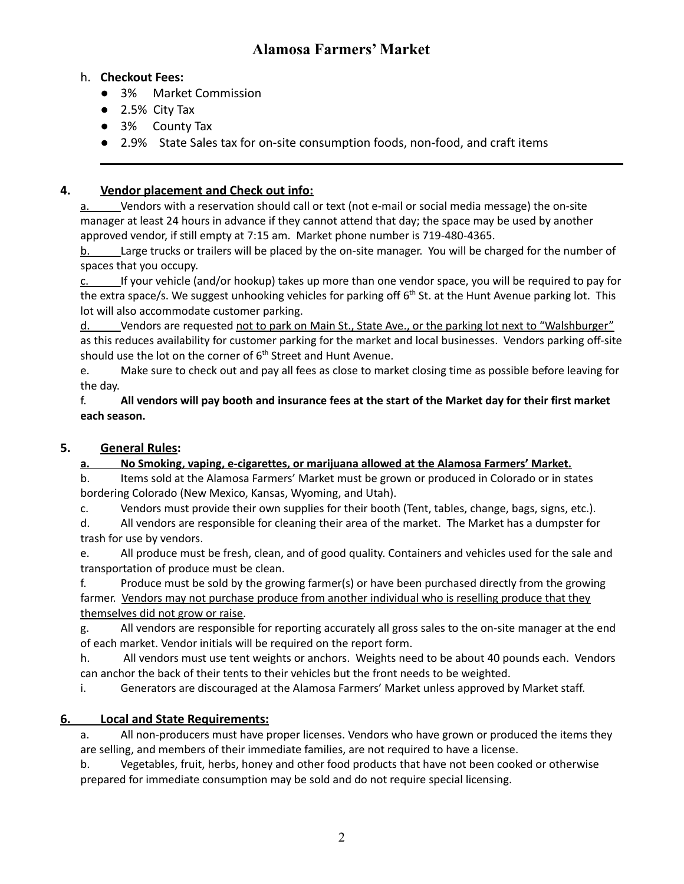h. **Checkout Fees:**

- 3% Market Commission
- 2.5% City Tax
- 3% County Tax
- 2.9% State Sales tax for on-site consumption foods, non-food, and craft items

---

## 4. Vendor placement and Check out info:

a. Vendors with a reservation should call or text (not e-mail or social media message) the on-site manager at least 24 hours in advance if they cannot attend that day; the space may be used by another approved vendor, if still empty at 7:15 am. Market phone number is 719-480-4365.

b. Large trucks or trailers will be placed by the on-site manager. You will be charged for the number of spaces that you occupy.

c. If your vehicle (and/or hookup) takes up more than one vendor space, you will be required to pay for the extra space/s. We suggest unhooking vehicles for parking off 6th St. at the Hunt Avenue parking lot. This lot will also accommodate customer parking.

d. Vendors are requested not to park on Main St., State Ave., or the parking lot next to "Walshburger" as this reduces availability for customer parking for the market and local businesses. Vendors parking off-site should use the lot on the corner of 6th Street and Hunt Avenue.

e. Make sure to check out and pay all fees as close to market closing time as possible before leaving for the day.

f. **All vendors will pay booth and insurance fees at the start of the Market day for their first market each season.**

## 5. General Rules:

a. **No Smoking, vaping, e-cigarettes, or marijuana allowed at the Alamosa Farmers' Market.**

b. Items sold at the Alamosa Farmers' Market must be grown or produced in Colorado or in states bordering Colorado (New Mexico, Kansas, Wyoming, and Utah).

c. Vendors must provide their own supplies for their booth (Tent, tables, change, bags, signs, etc.).

d. All vendors are responsible for cleaning their area of the market. The Market has a dumpster for trash for use by vendors.

e. All produce must be fresh, clean, and of good quality. Containers and vehicles used for the sale and transportation of produce must be clean.

f. Produce must be sold by the growing farmer(s) or have been purchased directly from the growing farmer. Vendors may not purchase produce from another individual who is reselling produce that they themselves did not grow or raise.

g. All vendors are responsible for reporting accurately all gross sales to the on-site manager at the end of each market. Vendor initials will be required on the report form.

h. All vendors must use tent weights or anchors. Weights need to be about 40 pounds each. Vendors can anchor the back of their tents to their vehicles but the front needs to be weighted.

i. Generators are discouraged at the Alamosa Farmers' Market unless approved by Market staff.

## 6. Local and State Requirements:

a. All non-producers must have proper licenses. Vendors who have grown or produced the items they are selling, and members of their immediate families, are not required to have a license.

b. Vegetables, fruit, herbs, honey and other food products that have not been cooked or otherwise prepared for immediate consumption may be sold and do not require special licensing.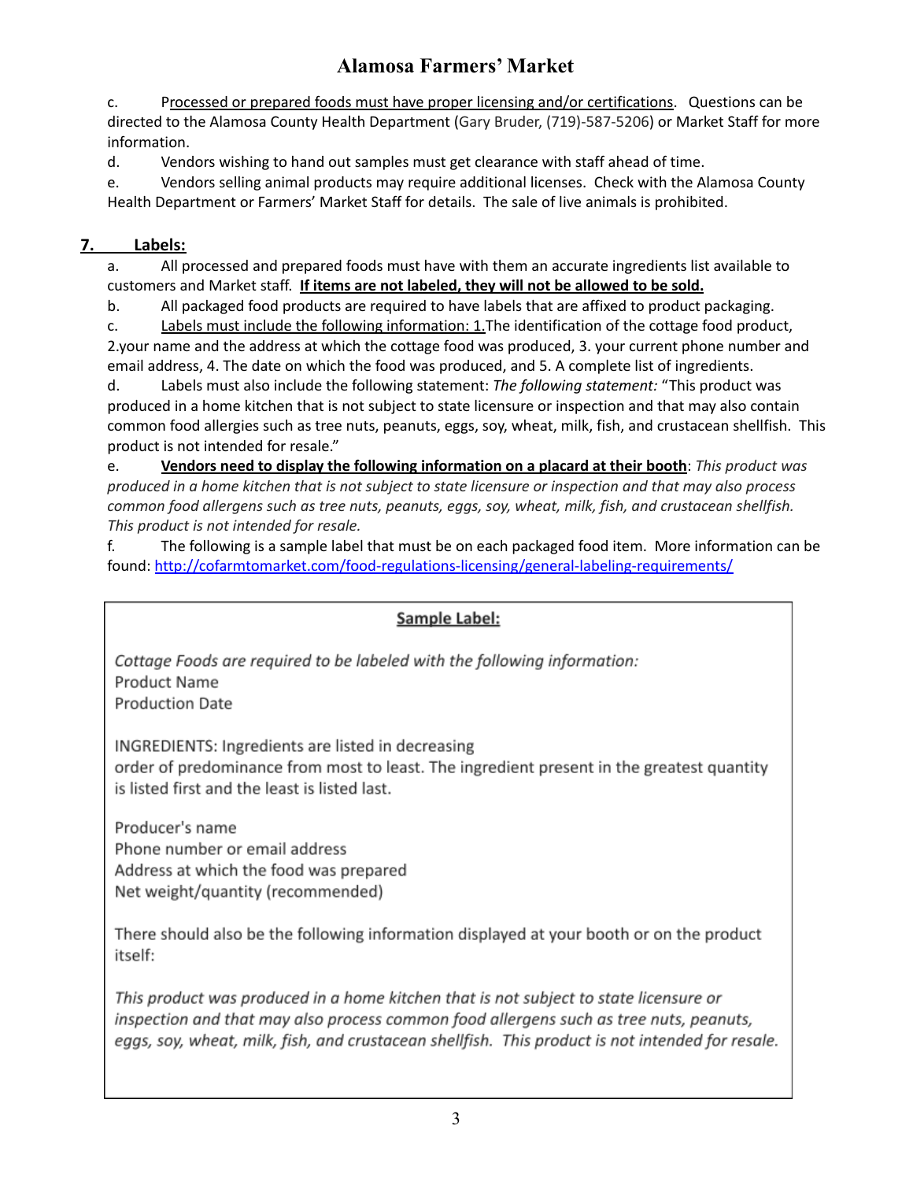c. Processed or prepared foods must have proper licensing and/or certifications. Questions can be directed to the Alamosa County Health Department (Gary Bruder, (719)-587-5206) or Market Staff for more information.

d. Vendors wishing to hand out samples must get clearance with staff ahead of time.

e. Vendors selling animal products may require additional licenses. Check with the Alamosa County Health Department or Farmers' Market Staff for details. The sale of live animals is prohibited.

## 7. Labels:

a. All processed and prepared foods must have with them an accurate ingredients list available to customers and Market staff. **If items are not labeled, they will not be allowed to be sold.**

b. All packaged food products are required to have labels that are affixed to product packaging.

c. Labels must include the following information: 1.The identification of the cottage food product, 2.your name and the address at which the cottage food was produced, 3. your current phone number and email address, 4. The date on which the food was produced, and 5. A complete list of ingredients.

d. Labels must also include the following statement: *The following statement:* "This product was produced in a home kitchen that is not subject to state licensure or inspection and that may also contain common food allergies such as tree nuts, peanuts, eggs, soy, wheat, milk, fish, and crustacean shellfish. This product is not intended for resale."

e. **Vendors need to display the following information on a placard at their booth**: *This product was produced in a home kitchen that is not subject to state licensure or inspection and that may also process common food allergens such as tree nuts, peanuts, eggs, soy, wheat, milk, fish, and crustacean shellfish. This product is not intended for resale.*

f. The following is a sample label that must be on each packaged food item. More information can be found: http://cofarmtomarket.com/food-regulations-licensing/general-labeling-requirements/

**Sample Label:**

*Cottage Foods are required to be labeled with the following information:*
Product Name
Production Date

INGREDIENTS: Ingredients are listed in decreasing order of predominance from most to least. The ingredient present in the greatest quantity is listed first and the least is listed last.

Producer's name
Phone number or email address
Address at which the food was prepared
Net weight/quantity (recommended)

There should also be the following information displayed at your booth or on the product itself:

*This product was produced in a home kitchen that is not subject to state licensure or inspection and that may also process common food allergens such as tree nuts, peanuts, eggs, soy, wheat, milk, fish, and crustacean shellfish. This product is not intended for resale.*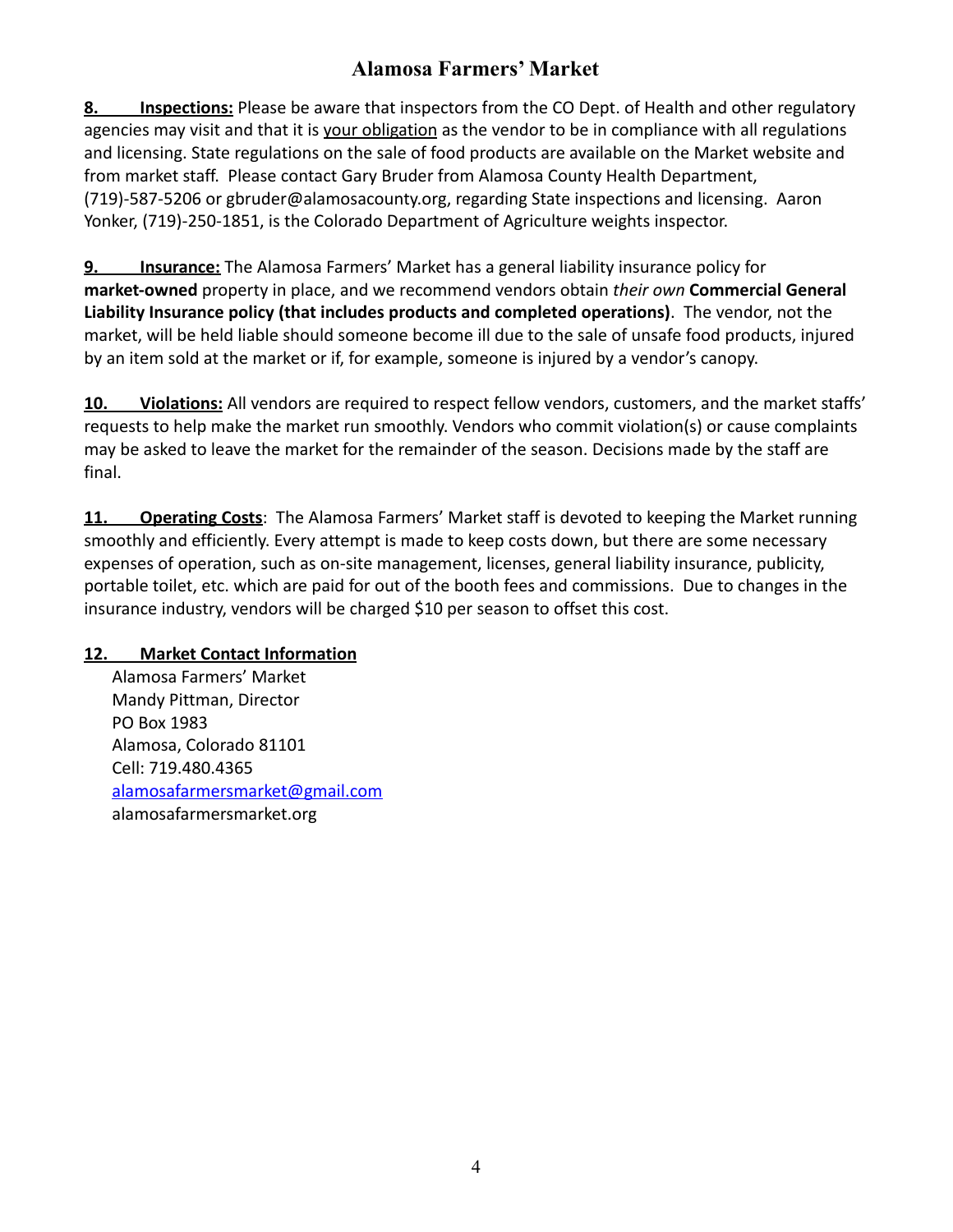**8. Inspections:** Please be aware that inspectors from the CO Dept. of Health and other regulatory agencies may visit and that it is your obligation as the vendor to be in compliance with all regulations and licensing. State regulations on the sale of food products are available on the Market website and from market staff. Please contact Gary Bruder from Alamosa County Health Department, (719)-587-5206 or gbruder@alamosacounty.org, regarding State inspections and licensing. Aaron Yonker, (719)-250-1851, is the Colorado Department of Agriculture weights inspector.

**9. Insurance:** The Alamosa Farmers' Market has a general liability insurance policy for **market-owned** property in place, and we recommend vendors obtain *their own* **Commercial General Liability Insurance policy (that includes products and completed operations)**. The vendor, not the market, will be held liable should someone become ill due to the sale of unsafe food products, injured by an item sold at the market or if, for example, someone is injured by a vendor's canopy.

**10. Violations:** All vendors are required to respect fellow vendors, customers, and the market staffs' requests to help make the market run smoothly. Vendors who commit violation(s) or cause complaints may be asked to leave the market for the remainder of the season. Decisions made by the staff are final.

**11. Operating Costs**: The Alamosa Farmers' Market staff is devoted to keeping the Market running smoothly and efficiently. Every attempt is made to keep costs down, but there are some necessary expenses of operation, such as on-site management, licenses, general liability insurance, publicity, portable toilet, etc. which are paid for out of the booth fees and commissions. Due to changes in the insurance industry, vendors will be charged $10 per season to offset this cost.

**12. Market Contact Information**

Alamosa Farmers' Market
Mandy Pittman, Director
PO Box 1983
Alamosa, Colorado 81101
Cell: 719.480.4365
alamosafarmersmarket@gmail.com
alamosafarmersmarket.org